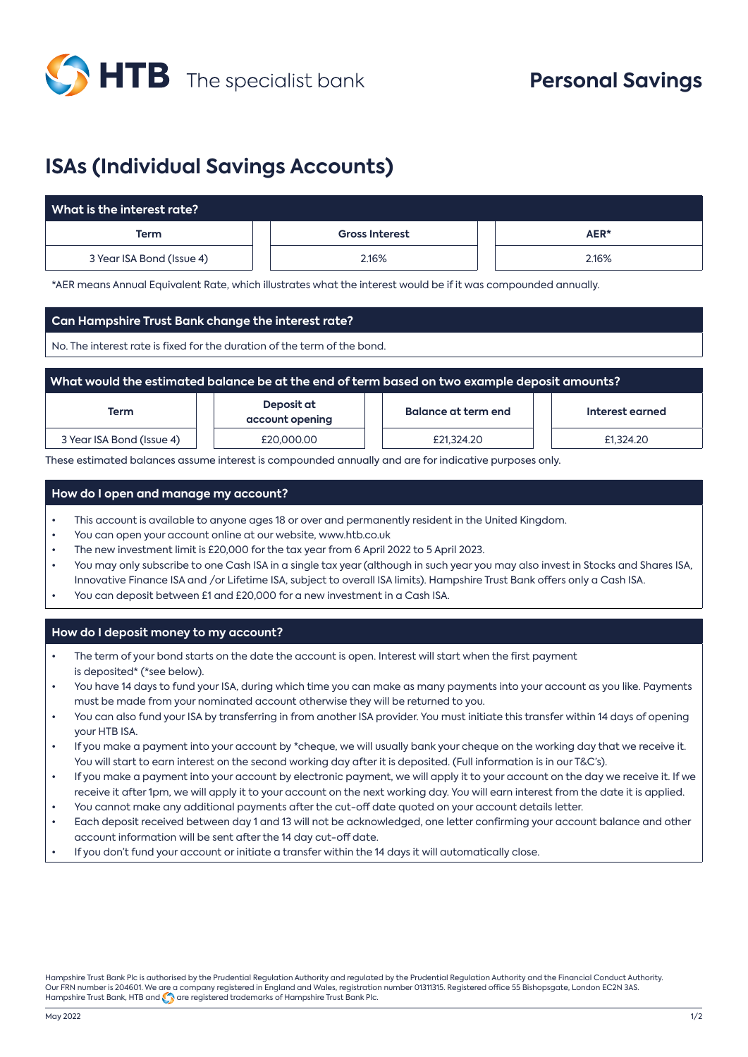HTB The specialist bank

# Personal Savings

## ISAs (Individual Savings Accounts)

### What is the interest rate?

| Term | Gross Interest | AER* |
| --- | --- | --- |
| 3 Year ISA Bond (Issue 4) | 2.16% | 2.16% |

*AER means Annual Equivalent Rate, which illustrates what the interest would be if it was compounded annually.

### Can Hampshire Trust Bank change the interest rate?

No. The interest rate is fixed for the duration of the term of the bond.

### What would the estimated balance be at the end of term based on two example deposit amounts?

| Term | Deposit at account opening | Balance at term end | Interest earned |
| --- | --- | --- | --- |
| 3 Year ISA Bond (Issue 4) | £20,000.00 | £21,324.20 | £1,324.20 |

These estimated balances assume interest is compounded annually and are for indicative purposes only.

### How do I open and manage my account?

- This account is available to anyone ages 18 or over and permanently resident in the United Kingdom.
- You can open your account online at our website, www.htb.co.uk
- The new investment limit is £20,000 for the tax year from 6 April 2022 to 5 April 2023.
- You may only subscribe to one Cash ISA in a single tax year (although in such year you may also invest in Stocks and Shares ISA, Innovative Finance ISA and /or Lifetime ISA, subject to overall ISA limits). Hampshire Trust Bank offers only a Cash ISA.
- You can deposit between £1 and £20,000 for a new investment in a Cash ISA.

### How do I deposit money to my account?

- The term of your bond starts on the date the account is open. Interest will start when the first payment is deposited* (*see below).
- You have 14 days to fund your ISA, during which time you can make as many payments into your account as you like. Payments must be made from your nominated account otherwise they will be returned to you.
- You can also fund your ISA by transferring in from another ISA provider. You must initiate this transfer within 14 days of opening your HTB ISA.
- If you make a payment into your account by *cheque, we will usually bank your cheque on the working day that we receive it. You will start to earn interest on the second working day after it is deposited. (Full information is in our T&C's).
- If you make a payment into your account by electronic payment, we will apply it to your account on the day we receive it. If we receive it after 1pm, we will apply it to your account on the next working day. You will earn interest from the date it is applied.
- You cannot make any additional payments after the cut-off date quoted on your account details letter.
- Each deposit received between day 1 and 13 will not be acknowledged, one letter confirming your account balance and other account information will be sent after the 14 day cut-off date.
- If you don't fund your account or initiate a transfer within the 14 days it will automatically close.

Hampshire Trust Bank Plc is authorised by the Prudential Regulation Authority and regulated by the Prudential Regulation Authority and the Financial Conduct Authority. Our FRN number is 204601. We are a company registered in England and Wales, registration number 01311315. Registered office 55 Bishopsgate, London EC2N 3AS. Hampshire Trust Bank, HTB and are registered trademarks of Hampshire Trust Bank Plc.

May 2022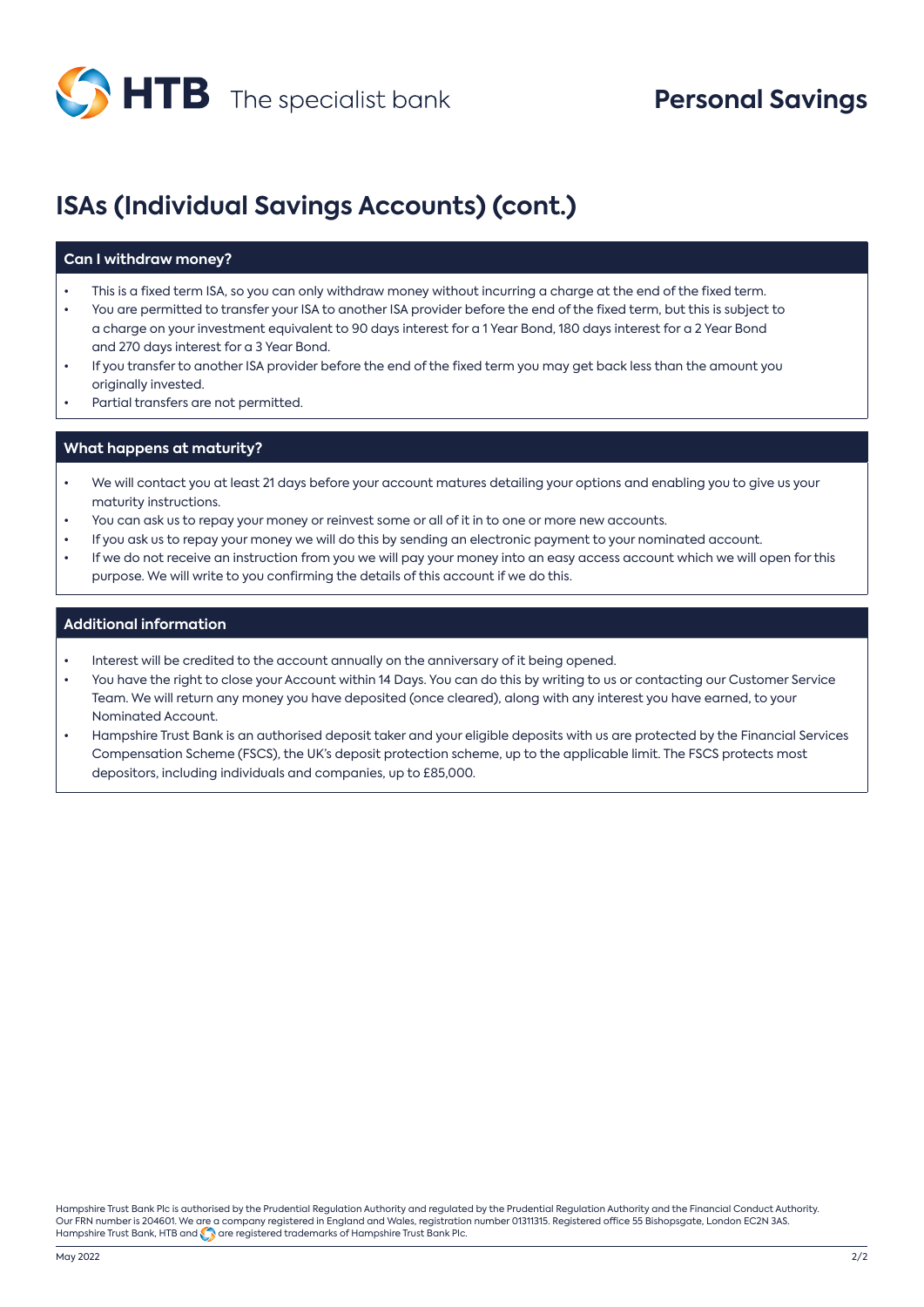# ISAs (Individual Savings Accounts) (cont.)

## Can I withdraw money?

- This is a fixed term ISA, so you can only withdraw money without incurring a charge at the end of the fixed term.
- You are permitted to transfer your ISA to another ISA provider before the end of the fixed term, but this is subject to a charge on your investment equivalent to 90 days interest for a 1 Year Bond, 180 days interest for a 2 Year Bond and 270 days interest for a 3 Year Bond.
- If you transfer to another ISA provider before the end of the fixed term you may get back less than the amount you originally invested.
- Partial transfers are not permitted.

## What happens at maturity?

- We will contact you at least 21 days before your account matures detailing your options and enabling you to give us your maturity instructions.
- You can ask us to repay your money or reinvest some or all of it in to one or more new accounts.
- If you ask us to repay your money we will do this by sending an electronic payment to your nominated account.
- If we do not receive an instruction from you we will pay your money into an easy access account which we will open for this purpose. We will write to you confirming the details of this account if we do this.

## Additional information

- Interest will be credited to the account annually on the anniversary of it being opened.
- You have the right to close your Account within 14 Days. You can do this by writing to us or contacting our Customer Service Team. We will return any money you have deposited (once cleared), along with any interest you have earned, to your Nominated Account.
- Hampshire Trust Bank is an authorised deposit taker and your eligible deposits with us are protected by the Financial Services Compensation Scheme (FSCS), the UK's deposit protection scheme, up to the applicable limit. The FSCS protects most depositors, including individuals and companies, up to £85,000.

Hampshire Trust Bank Plc is authorised by the Prudential Regulation Authority and regulated by the Prudential Regulation Authority and the Financial Conduct Authority. Our FRN number is 204601. We are a company registered in England and Wales, registration number 01311315. Registered office 55 Bishopsgate, London EC2N 3AS. Hampshire Trust Bank, HTB and the HTB logo are registered trademarks of Hampshire Trust Bank Plc.

May 2022